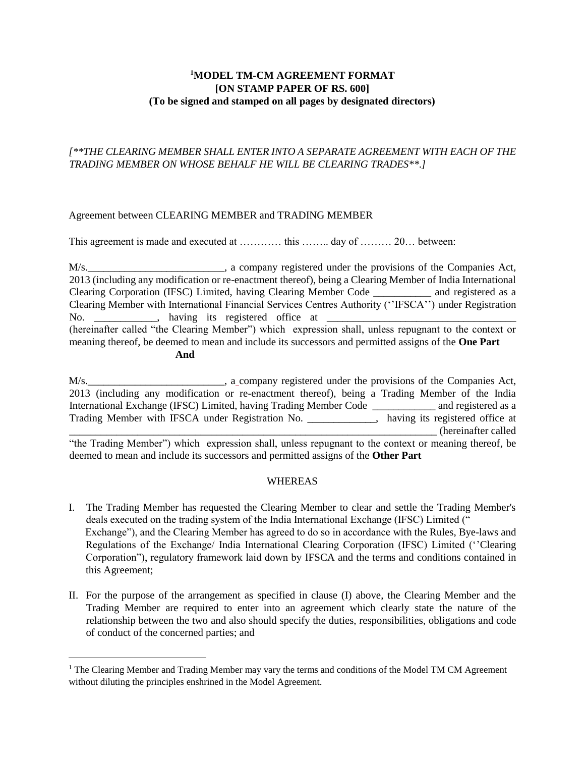# [1]MODEL TM-CM AGREEMENT FORMAT
## [ON STAMP PAPER OF RS. 600]
### (To be signed and stamped on all pages by designated directors)

*[**THE CLEARING MEMBER SHALL ENTER INTO A SEPARATE AGREEMENT WITH EACH OF THE TRADING MEMBER ON WHOSE BEHALF HE WILL BE CLEARING TRADES**.]*

Agreement between CLEARING MEMBER and TRADING MEMBER

This agreement is made and executed at ………… this …….. day of ……… 20… between:

M/s.__________________________, a company registered under the provisions of the Companies Act, 2013 (including any modification or re-enactment thereof), being a Clearing Member of India International Clearing Corporation (IFSC) Limited, having Clearing Member Code ___________ and registered as a Clearing Member with International Financial Services Centres Authority (''IFSCA'') under Registration No. ____________, having its registered office at ____________________________________ (hereinafter called "the Clearing Member") which expression shall, unless repugnant to the context or meaning thereof, be deemed to mean and include its successors and permitted assigns of the **One Part**

**And**

M/s.__________________________, a company registered under the provisions of the Companies Act, 2013 (including any modification or re-enactment thereof), being a Trading Member of the India International Exchange (IFSC) Limited, having Trading Member Code ____________ and registered as a Trading Member with IFSCA under Registration No. _____________, having its registered office at ________________________________________________________________________ (hereinafter called "the Trading Member") which expression shall, unless repugnant to the context or meaning thereof, be deemed to mean and include its successors and permitted assigns of the **Other Part**

WHEREAS

I. The Trading Member has requested the Clearing Member to clear and settle the Trading Member's deals executed on the trading system of the India International Exchange (IFSC) Limited (" Exchange"), and the Clearing Member has agreed to do so in accordance with the Rules, Bye-laws and Regulations of the Exchange/ India International Clearing Corporation (IFSC) Limited (''Clearing Corporation"), regulatory framework laid down by IFSCA and the terms and conditions contained in this Agreement;

II. For the purpose of the arrangement as specified in clause (I) above, the Clearing Member and the Trading Member are required to enter into an agreement which clearly state the nature of the relationship between the two and also should specify the duties, responsibilities, obligations and code of conduct of the concerned parties; and

---

[1] The Clearing Member and Trading Member may vary the terms and conditions of the Model TM CM Agreement without diluting the principles enshrined in the Model Agreement.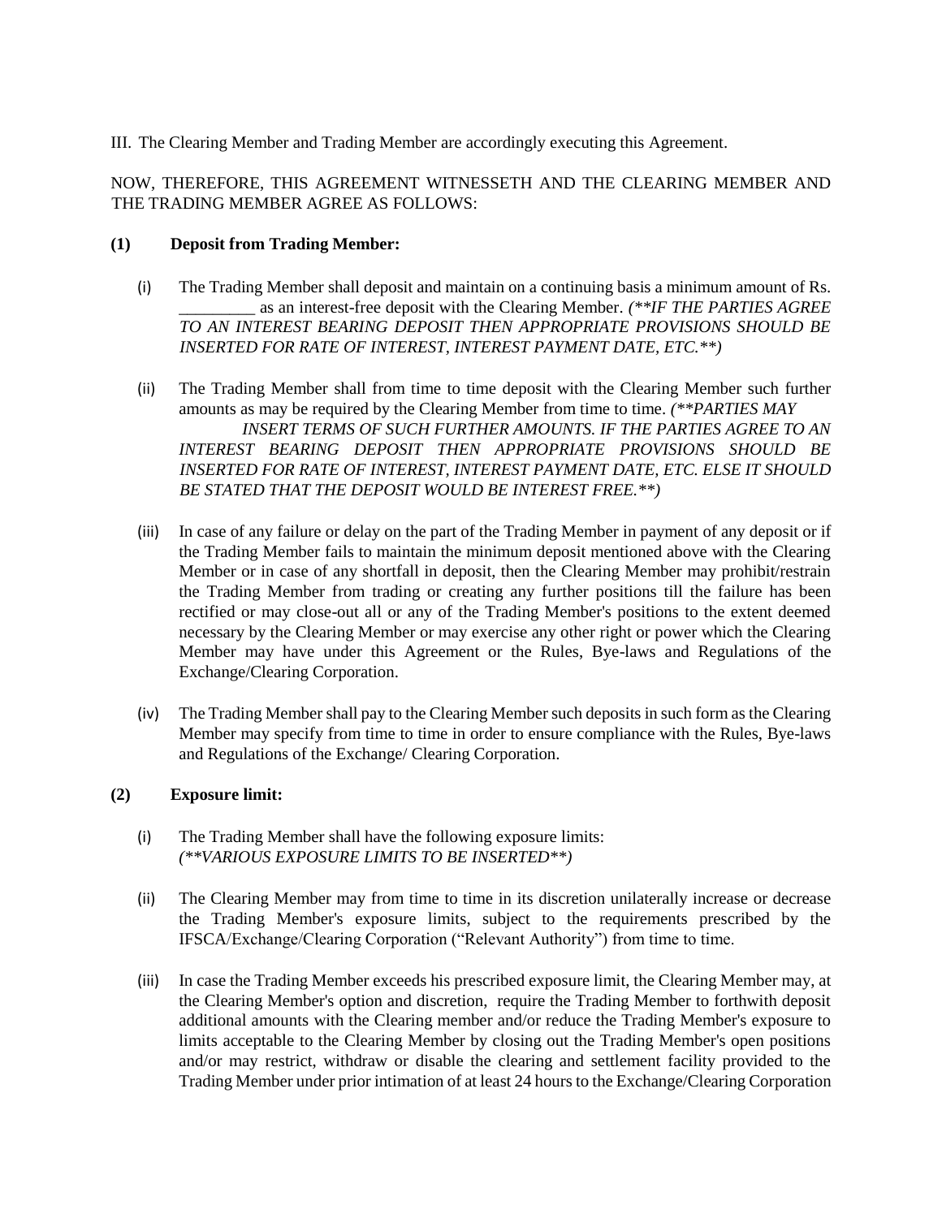III. The Clearing Member and Trading Member are accordingly executing this Agreement.

NOW, THEREFORE, THIS AGREEMENT WITNESSETH AND THE CLEARING MEMBER AND THE TRADING MEMBER AGREE AS FOLLOWS:

**(1) Deposit from Trading Member:**

(i) The Trading Member shall deposit and maintain on a continuing basis a minimum amount of Rs. _________ as an interest-free deposit with the Clearing Member. *(**IF THE PARTIES AGREE TO AN INTEREST BEARING DEPOSIT THEN APPROPRIATE PROVISIONS SHOULD BE INSERTED FOR RATE OF INTEREST, INTEREST PAYMENT DATE, ETC.**)*

(ii) The Trading Member shall from time to time deposit with the Clearing Member such further amounts as may be required by the Clearing Member from time to time. *(**PARTIES MAY INSERT TERMS OF SUCH FURTHER AMOUNTS. IF THE PARTIES AGREE TO AN INTEREST BEARING DEPOSIT THEN APPROPRIATE PROVISIONS SHOULD BE INSERTED FOR RATE OF INTEREST, INTEREST PAYMENT DATE, ETC. ELSE IT SHOULD BE STATED THAT THE DEPOSIT WOULD BE INTEREST FREE.**)*

(iii) In case of any failure or delay on the part of the Trading Member in payment of any deposit or if the Trading Member fails to maintain the minimum deposit mentioned above with the Clearing Member or in case of any shortfall in deposit, then the Clearing Member may prohibit/restrain the Trading Member from trading or creating any further positions till the failure has been rectified or may close-out all or any of the Trading Member's positions to the extent deemed necessary by the Clearing Member or may exercise any other right or power which the Clearing Member may have under this Agreement or the Rules, Bye-laws and Regulations of the Exchange/Clearing Corporation.

(iv) The Trading Member shall pay to the Clearing Member such deposits in such form as the Clearing Member may specify from time to time in order to ensure compliance with the Rules, Bye-laws and Regulations of the Exchange/ Clearing Corporation.

**(2) Exposure limit:**

(i) The Trading Member shall have the following exposure limits: *(**VARIOUS EXPOSURE LIMITS TO BE INSERTED**)*

(ii) The Clearing Member may from time to time in its discretion unilaterally increase or decrease the Trading Member's exposure limits, subject to the requirements prescribed by the IFSCA/Exchange/Clearing Corporation ("Relevant Authority") from time to time.

(iii) In case the Trading Member exceeds his prescribed exposure limit, the Clearing Member may, at the Clearing Member's option and discretion, require the Trading Member to forthwith deposit additional amounts with the Clearing member and/or reduce the Trading Member's exposure to limits acceptable to the Clearing Member by closing out the Trading Member's open positions and/or may restrict, withdraw or disable the clearing and settlement facility provided to the Trading Member under prior intimation of at least 24 hours to the Exchange/Clearing Corporation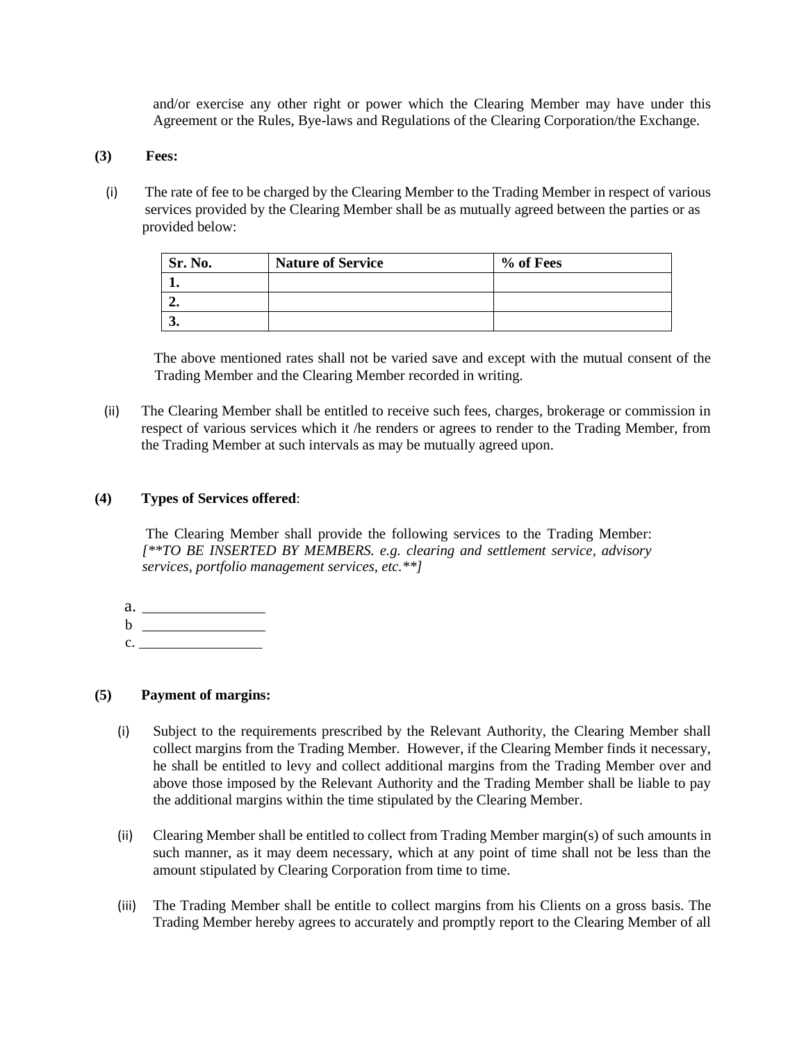and/or exercise any other right or power which the Clearing Member may have under this Agreement or the Rules, Bye-laws and Regulations of the Clearing Corporation/the Exchange.

**(3) Fees:**

(i) The rate of fee to be charged by the Clearing Member to the Trading Member in respect of various services provided by the Clearing Member shall be as mutually agreed between the parties or as provided below:

| Sr. No. | Nature of Service | % of Fees |
|---|---|---|
| 1. | | |
| 2. | | |
| 3. | | |

The above mentioned rates shall not be varied save and except with the mutual consent of the Trading Member and the Clearing Member recorded in writing.

(ii) The Clearing Member shall be entitled to receive such fees, charges, brokerage or commission in respect of various services which it /he renders or agrees to render to the Trading Member, from the Trading Member at such intervals as may be mutually agreed upon.

**(4) Types of Services offered**:

The Clearing Member shall provide the following services to the Trading Member: *[**TO BE INSERTED BY MEMBERS. e.g. clearing and settlement service, advisory services, portfolio management services, etc.**]*

a. \_\_\_\_\_\_\_\_\_\_\_\_\_\_\_\_\_
b \_\_\_\_\_\_\_\_\_\_\_\_\_\_\_\_\_
c. \_\_\_\_\_\_\_\_\_\_\_\_\_\_\_\_\_

**(5) Payment of margins:**

(i) Subject to the requirements prescribed by the Relevant Authority, the Clearing Member shall collect margins from the Trading Member. However, if the Clearing Member finds it necessary, he shall be entitled to levy and collect additional margins from the Trading Member over and above those imposed by the Relevant Authority and the Trading Member shall be liable to pay the additional margins within the time stipulated by the Clearing Member.

(ii) Clearing Member shall be entitled to collect from Trading Member margin(s) of such amounts in such manner, as it may deem necessary, which at any point of time shall not be less than the amount stipulated by Clearing Corporation from time to time.

(iii) The Trading Member shall be entitle to collect margins from his Clients on a gross basis. The Trading Member hereby agrees to accurately and promptly report to the Clearing Member of all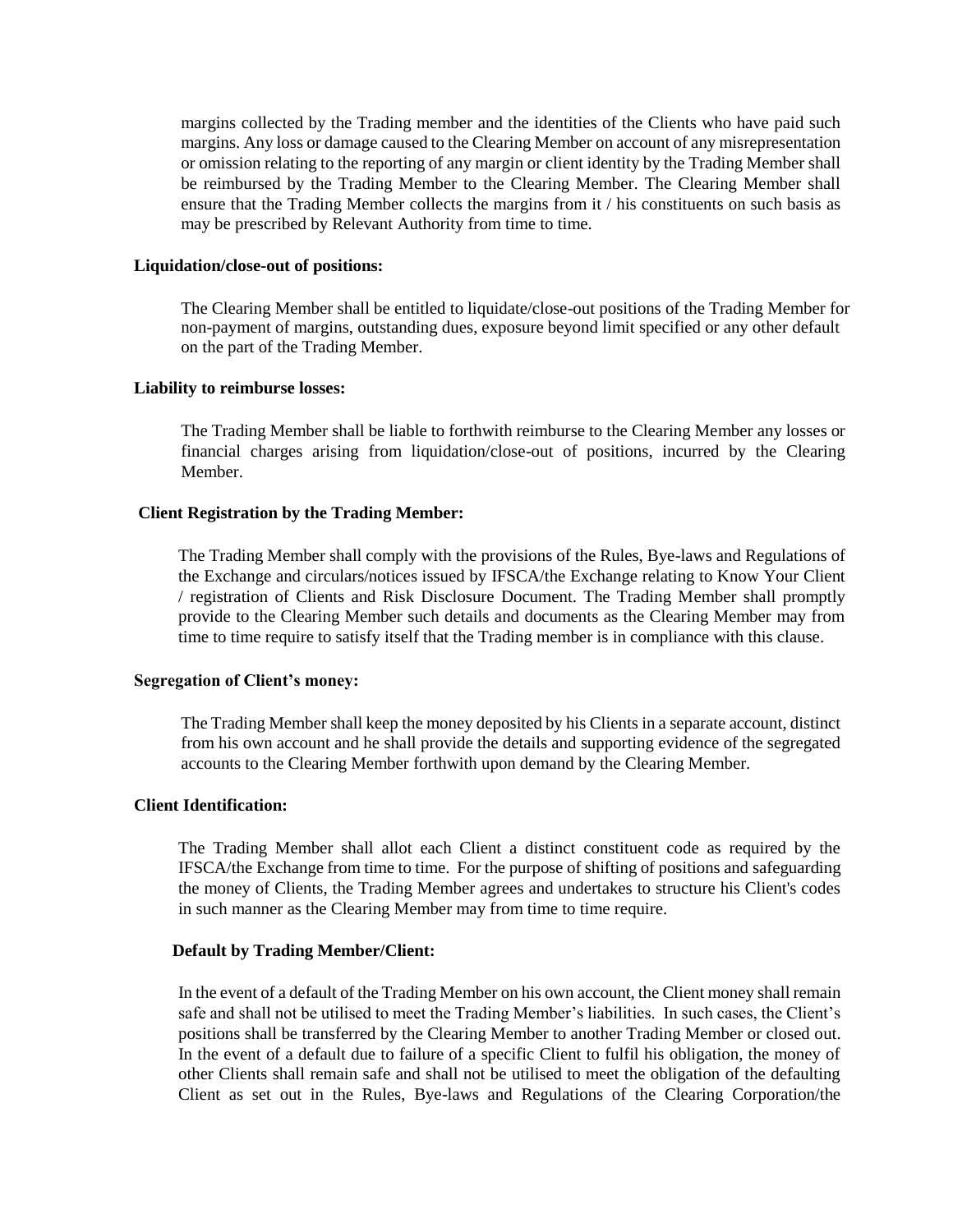margins collected by the Trading member and the identities of the Clients who have paid such margins. Any loss or damage caused to the Clearing Member on account of any misrepresentation or omission relating to the reporting of any margin or client identity by the Trading Member shall be reimbursed by the Trading Member to the Clearing Member. The Clearing Member shall ensure that the Trading Member collects the margins from it / his constituents on such basis as may be prescribed by Relevant Authority from time to time.

**Liquidation/close-out of positions:**

The Clearing Member shall be entitled to liquidate/close-out positions of the Trading Member for non-payment of margins, outstanding dues, exposure beyond limit specified or any other default on the part of the Trading Member.

**Liability to reimburse losses:**

The Trading Member shall be liable to forthwith reimburse to the Clearing Member any losses or financial charges arising from liquidation/close-out of positions, incurred by the Clearing Member.

**Client Registration by the Trading Member:**

The Trading Member shall comply with the provisions of the Rules, Bye-laws and Regulations of the Exchange and circulars/notices issued by IFSCA/the Exchange relating to Know Your Client / registration of Clients and Risk Disclosure Document. The Trading Member shall promptly provide to the Clearing Member such details and documents as the Clearing Member may from time to time require to satisfy itself that the Trading member is in compliance with this clause.

**Segregation of Client's money:**

The Trading Member shall keep the money deposited by his Clients in a separate account, distinct from his own account and he shall provide the details and supporting evidence of the segregated accounts to the Clearing Member forthwith upon demand by the Clearing Member.

**Client Identification:**

The Trading Member shall allot each Client a distinct constituent code as required by the IFSCA/the Exchange from time to time. For the purpose of shifting of positions and safeguarding the money of Clients, the Trading Member agrees and undertakes to structure his Client's codes in such manner as the Clearing Member may from time to time require.

**Default by Trading Member/Client:**

In the event of a default of the Trading Member on his own account, the Client money shall remain safe and shall not be utilised to meet the Trading Member's liabilities. In such cases, the Client's positions shall be transferred by the Clearing Member to another Trading Member or closed out. In the event of a default due to failure of a specific Client to fulfil his obligation, the money of other Clients shall remain safe and shall not be utilised to meet the obligation of the defaulting Client as set out in the Rules, Bye-laws and Regulations of the Clearing Corporation/the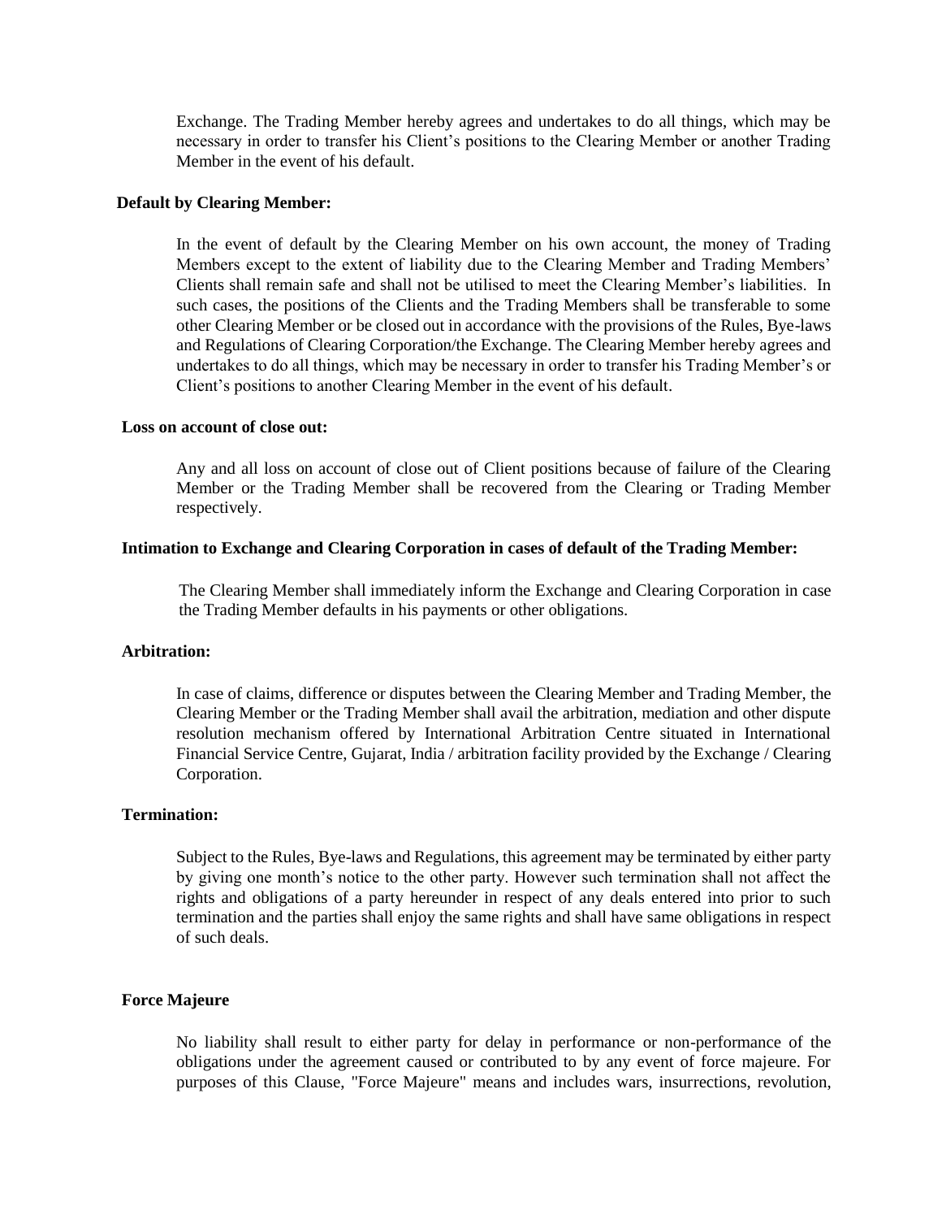Exchange. The Trading Member hereby agrees and undertakes to do all things, which may be necessary in order to transfer his Client's positions to the Clearing Member or another Trading Member in the event of his default.

**Default by Clearing Member:**

In the event of default by the Clearing Member on his own account, the money of Trading Members except to the extent of liability due to the Clearing Member and Trading Members' Clients shall remain safe and shall not be utilised to meet the Clearing Member's liabilities. In such cases, the positions of the Clients and the Trading Members shall be transferable to some other Clearing Member or be closed out in accordance with the provisions of the Rules, Bye-laws and Regulations of Clearing Corporation/the Exchange. The Clearing Member hereby agrees and undertakes to do all things, which may be necessary in order to transfer his Trading Member's or Client's positions to another Clearing Member in the event of his default.

**Loss on account of close out:**

Any and all loss on account of close out of Client positions because of failure of the Clearing Member or the Trading Member shall be recovered from the Clearing or Trading Member respectively.

**Intimation to Exchange and Clearing Corporation in cases of default of the Trading Member:**

The Clearing Member shall immediately inform the Exchange and Clearing Corporation in case the Trading Member defaults in his payments or other obligations.

**Arbitration:**

In case of claims, difference or disputes between the Clearing Member and Trading Member, the Clearing Member or the Trading Member shall avail the arbitration, mediation and other dispute resolution mechanism offered by International Arbitration Centre situated in International Financial Service Centre, Gujarat, India / arbitration facility provided by the Exchange / Clearing Corporation.

**Termination:**

Subject to the Rules, Bye-laws and Regulations, this agreement may be terminated by either party by giving one month's notice to the other party. However such termination shall not affect the rights and obligations of a party hereunder in respect of any deals entered into prior to such termination and the parties shall enjoy the same rights and shall have same obligations in respect of such deals.

**Force Majeure**

No liability shall result to either party for delay in performance or non-performance of the obligations under the agreement caused or contributed to by any event of force majeure. For purposes of this Clause, "Force Majeure" means and includes wars, insurrections, revolution,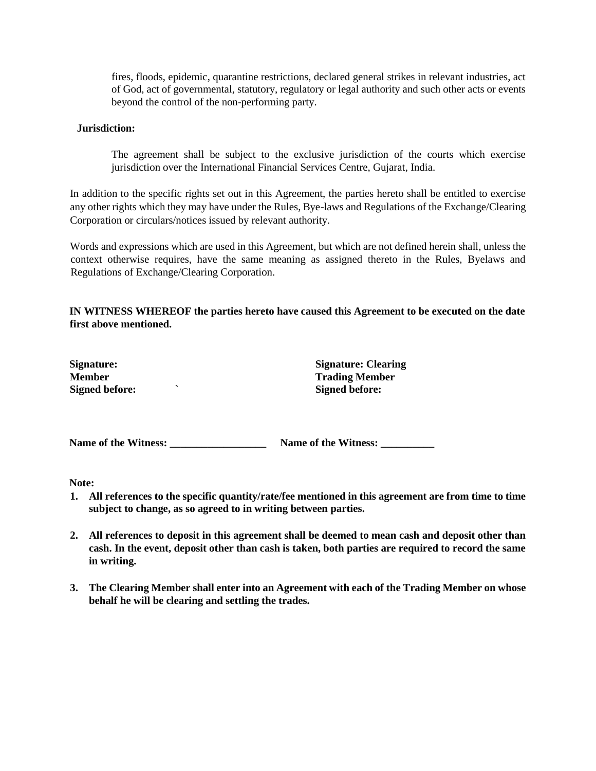fires, floods, epidemic, quarantine restrictions, declared general strikes in relevant industries, act of God, act of governmental, statutory, regulatory or legal authority and such other acts or events beyond the control of the non-performing party.

**Jurisdiction:**

The agreement shall be subject to the exclusive jurisdiction of the courts which exercise jurisdiction over the International Financial Services Centre, Gujarat, India.

In addition to the specific rights set out in this Agreement, the parties hereto shall be entitled to exercise any other rights which they may have under the Rules, Bye-laws and Regulations of the Exchange/Clearing Corporation or circulars/notices issued by relevant authority.

Words and expressions which are used in this Agreement, but which are not defined herein shall, unless the context otherwise requires, have the same meaning as assigned thereto in the Rules, Byelaws and Regulations of Exchange/Clearing Corporation.

**IN WITNESS WHEREOF the parties hereto have caused this Agreement to be executed on the date first above mentioned.**

| | |
|---|---|
| **Signature:** | **Signature: Clearing** |
| **Member** | **Trading Member** |
| **Signed before:** ` | **Signed before:** |

**Name of the Witness: __________________** **Name of the Witness: __________**

**Note:**

1. **All references to the specific quantity/rate/fee mentioned in this agreement are from time to time subject to change, as so agreed to in writing between parties.**

2. **All references to deposit in this agreement shall be deemed to mean cash and deposit other than cash. In the event, deposit other than cash is taken, both parties are required to record the same in writing.**

3. **The Clearing Member shall enter into an Agreement with each of the Trading Member on whose behalf he will be clearing and settling the trades.**